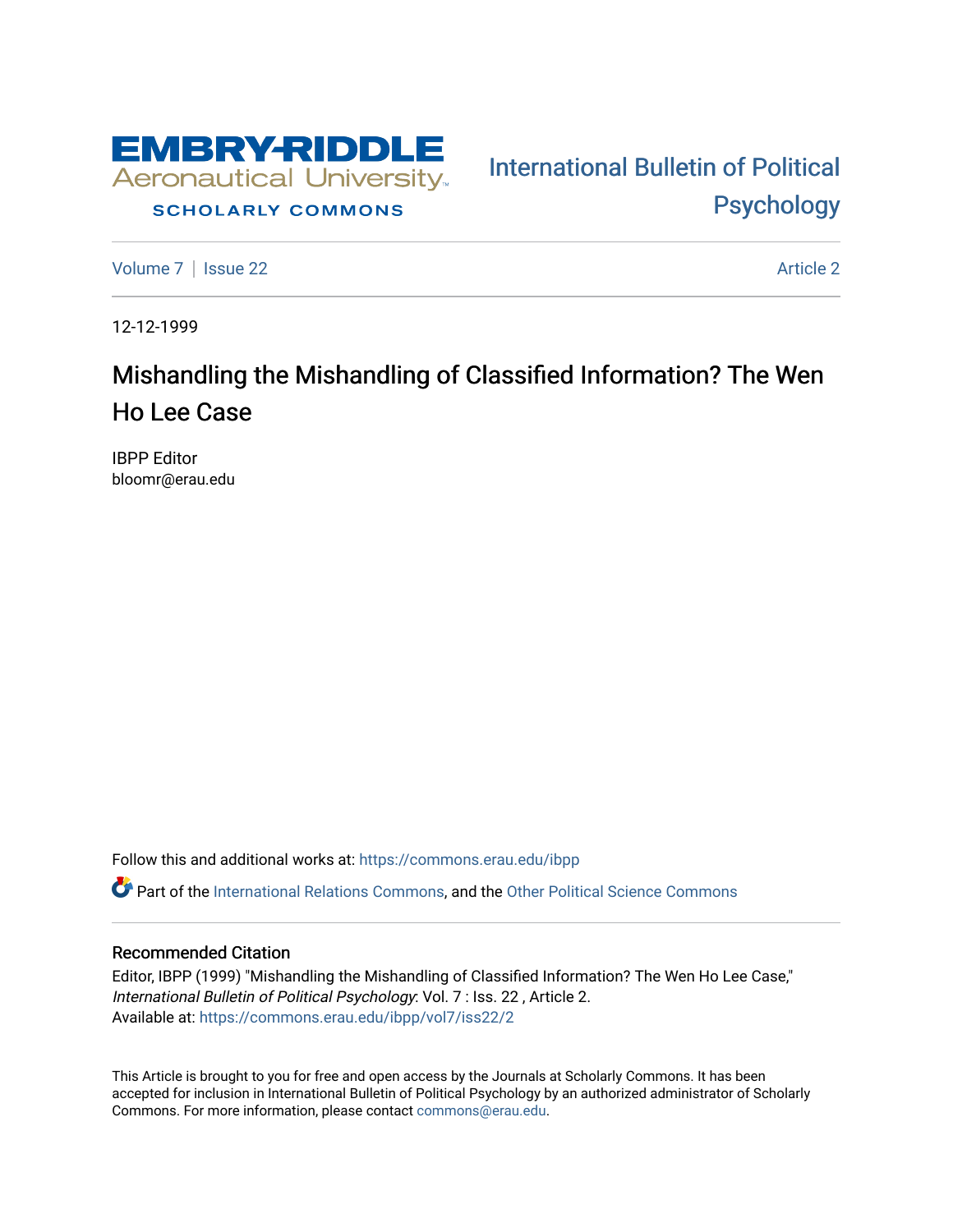EMBRY-RIDDLE Aeronautical University

SCHOLARLY COMMONS

International Bulletin of Political Psychology

Volume 7 | Issue 22 — Article 2

12-12-1999

# Mishandling the Mishandling of Classified Information? The Wen Ho Lee Case

IBPP Editor
bloomr@erau.edu

Follow this and additional works at: https://commons.erau.edu/ibpp

Part of the International Relations Commons, and the Other Political Science Commons

## Recommended Citation

Editor, IBPP (1999) "Mishandling the Mishandling of Classified Information? The Wen Ho Lee Case," *International Bulletin of Political Psychology*: Vol. 7 : Iss. 22 , Article 2.
Available at: https://commons.erau.edu/ibpp/vol7/iss22/2

This Article is brought to you for free and open access by the Journals at Scholarly Commons. It has been accepted for inclusion in International Bulletin of Political Psychology by an authorized administrator of Scholarly Commons. For more information, please contact commons@erau.edu.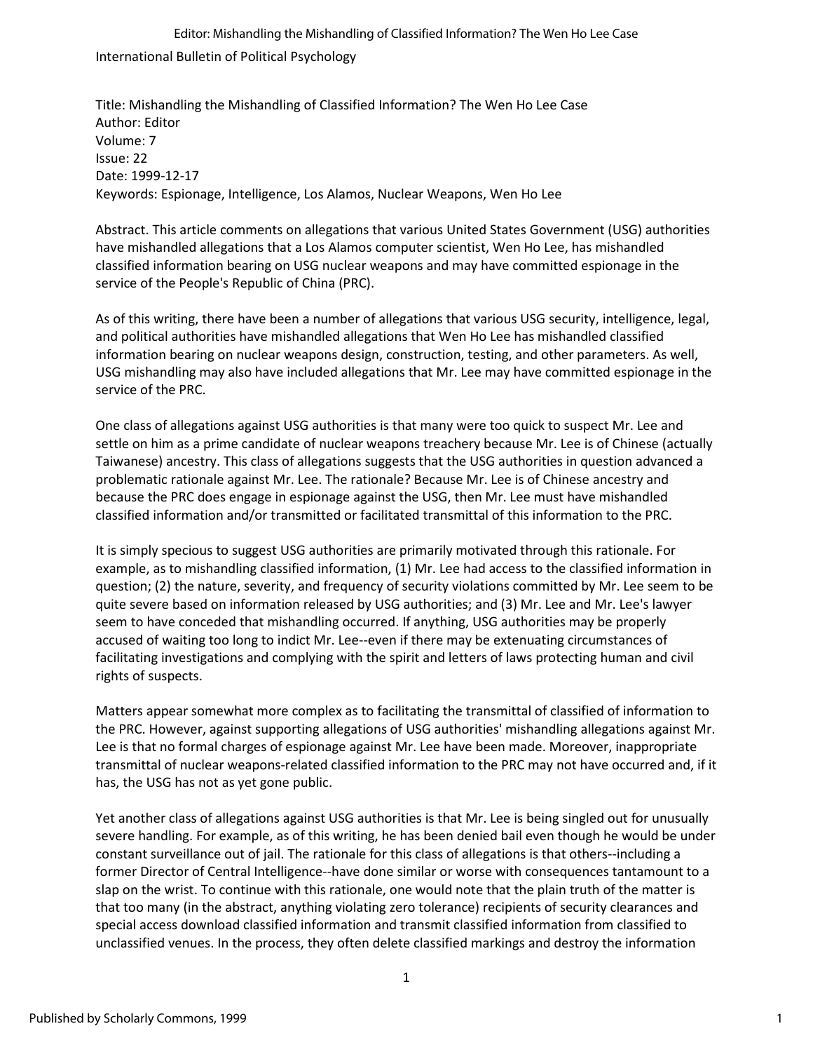International Bulletin of Political Psychology

Title: Mishandling the Mishandling of Classified Information? The Wen Ho Lee Case
Author: Editor
Volume: 7
Issue: 22
Date: 1999-12-17
Keywords: Espionage, Intelligence, Los Alamos, Nuclear Weapons, Wen Ho Lee

Abstract. This article comments on allegations that various United States Government (USG) authorities have mishandled allegations that a Los Alamos computer scientist, Wen Ho Lee, has mishandled classified information bearing on USG nuclear weapons and may have committed espionage in the service of the People's Republic of China (PRC).

As of this writing, there have been a number of allegations that various USG security, intelligence, legal, and political authorities have mishandled allegations that Wen Ho Lee has mishandled classified information bearing on nuclear weapons design, construction, testing, and other parameters. As well, USG mishandling may also have included allegations that Mr. Lee may have committed espionage in the service of the PRC.

One class of allegations against USG authorities is that many were too quick to suspect Mr. Lee and settle on him as a prime candidate of nuclear weapons treachery because Mr. Lee is of Chinese (actually Taiwanese) ancestry. This class of allegations suggests that the USG authorities in question advanced a problematic rationale against Mr. Lee. The rationale? Because Mr. Lee is of Chinese ancestry and because the PRC does engage in espionage against the USG, then Mr. Lee must have mishandled classified information and/or transmitted or facilitated transmittal of this information to the PRC.

It is simply specious to suggest USG authorities are primarily motivated through this rationale. For example, as to mishandling classified information, (1) Mr. Lee had access to the classified information in question; (2) the nature, severity, and frequency of security violations committed by Mr. Lee seem to be quite severe based on information released by USG authorities; and (3) Mr. Lee and Mr. Lee's lawyer seem to have conceded that mishandling occurred. If anything, USG authorities may be properly accused of waiting too long to indict Mr. Lee--even if there may be extenuating circumstances of facilitating investigations and complying with the spirit and letters of laws protecting human and civil rights of suspects.

Matters appear somewhat more complex as to facilitating the transmittal of classified of information to the PRC. However, against supporting allegations of USG authorities' mishandling allegations against Mr. Lee is that no formal charges of espionage against Mr. Lee have been made. Moreover, inappropriate transmittal of nuclear weapons-related classified information to the PRC may not have occurred and, if it has, the USG has not as yet gone public.

Yet another class of allegations against USG authorities is that Mr. Lee is being singled out for unusually severe handling. For example, as of this writing, he has been denied bail even though he would be under constant surveillance out of jail. The rationale for this class of allegations is that others--including a former Director of Central Intelligence--have done similar or worse with consequences tantamount to a slap on the wrist. To continue with this rationale, one would note that the plain truth of the matter is that too many (in the abstract, anything violating zero tolerance) recipients of security clearances and special access download classified information and transmit classified information from classified to unclassified venues. In the process, they often delete classified markings and destroy the information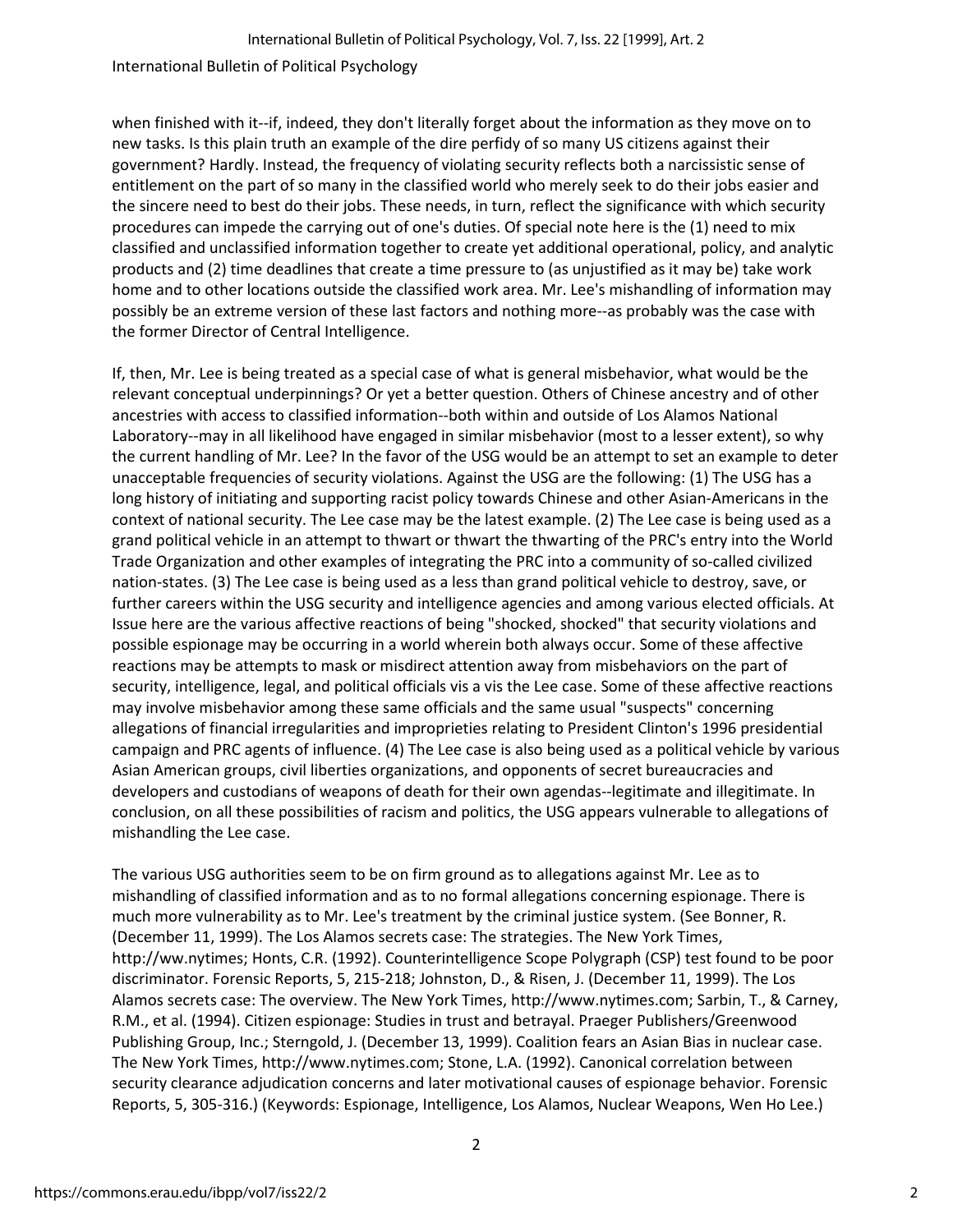when finished with it--if, indeed, they don't literally forget about the information as they move on to new tasks. Is this plain truth an example of the dire perfidy of so many US citizens against their government? Hardly. Instead, the frequency of violating security reflects both a narcissistic sense of entitlement on the part of so many in the classified world who merely seek to do their jobs easier and the sincere need to best do their jobs. These needs, in turn, reflect the significance with which security procedures can impede the carrying out of one's duties. Of special note here is the (1) need to mix classified and unclassified information together to create yet additional operational, policy, and analytic products and (2) time deadlines that create a time pressure to (as unjustified as it may be) take work home and to other locations outside the classified work area. Mr. Lee's mishandling of information may possibly be an extreme version of these last factors and nothing more--as probably was the case with the former Director of Central Intelligence.

If, then, Mr. Lee is being treated as a special case of what is general misbehavior, what would be the relevant conceptual underpinnings? Or yet a better question. Others of Chinese ancestry and of other ancestries with access to classified information--both within and outside of Los Alamos National Laboratory--may in all likelihood have engaged in similar misbehavior (most to a lesser extent), so why the current handling of Mr. Lee? In the favor of the USG would be an attempt to set an example to deter unacceptable frequencies of security violations. Against the USG are the following: (1) The USG has a long history of initiating and supporting racist policy towards Chinese and other Asian-Americans in the context of national security. The Lee case may be the latest example. (2) The Lee case is being used as a grand political vehicle in an attempt to thwart or thwart the thwarting of the PRC's entry into the World Trade Organization and other examples of integrating the PRC into a community of so-called civilized nation-states. (3) The Lee case is being used as a less than grand political vehicle to destroy, save, or further careers within the USG security and intelligence agencies and among various elected officials. At Issue here are the various affective reactions of being "shocked, shocked" that security violations and possible espionage may be occurring in a world wherein both always occur. Some of these affective reactions may be attempts to mask or misdirect attention away from misbehaviors on the part of security, intelligence, legal, and political officials vis a vis the Lee case. Some of these affective reactions may involve misbehavior among these same officials and the same usual "suspects" concerning allegations of financial irregularities and improprieties relating to President Clinton's 1996 presidential campaign and PRC agents of influence. (4) The Lee case is also being used as a political vehicle by various Asian American groups, civil liberties organizations, and opponents of secret bureaucracies and developers and custodians of weapons of death for their own agendas--legitimate and illegitimate. In conclusion, on all these possibilities of racism and politics, the USG appears vulnerable to allegations of mishandling the Lee case.

The various USG authorities seem to be on firm ground as to allegations against Mr. Lee as to mishandling of classified information and as to no formal allegations concerning espionage. There is much more vulnerability as to Mr. Lee's treatment by the criminal justice system. (See Bonner, R. (December 11, 1999). The Los Alamos secrets case: The strategies. The New York Times, http://ww.nytimes; Honts, C.R. (1992). Counterintelligence Scope Polygraph (CSP) test found to be poor discriminator. Forensic Reports, 5, 215-218; Johnston, D., & Risen, J. (December 11, 1999). The Los Alamos secrets case: The overview. The New York Times, http://www.nytimes.com; Sarbin, T., & Carney, R.M., et al. (1994). Citizen espionage: Studies in trust and betrayal. Praeger Publishers/Greenwood Publishing Group, Inc.; Sterngold, J. (December 13, 1999). Coalition fears an Asian Bias in nuclear case. The New York Times, http://www.nytimes.com; Stone, L.A. (1992). Canonical correlation between security clearance adjudication concerns and later motivational causes of espionage behavior. Forensic Reports, 5, 305-316.) (Keywords: Espionage, Intelligence, Los Alamos, Nuclear Weapons, Wen Ho Lee.)